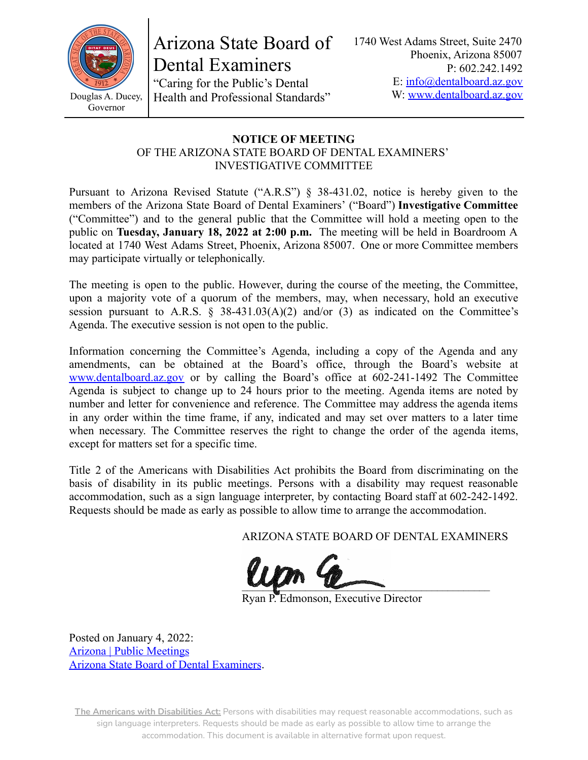Douglas A. Ducey, Governor

# Arizona State Board of Dental Examiners

"Caring for the Public's Dental Health and Professional Standards"

1740 West Adams Street, Suite 2470
Phoenix, Arizona 85007
P: 602.242.1492
E: info@dentalboard.az.gov
W: www.dentalboard.az.gov

## NOTICE OF MEETING
### OF THE ARIZONA STATE BOARD OF DENTAL EXAMINERS' INVESTIGATIVE COMMITTEE

Pursuant to Arizona Revised Statute ("A.R.S") § 38-431.02, notice is hereby given to the members of the Arizona State Board of Dental Examiners' ("Board") **Investigative Committee** ("Committee") and to the general public that the Committee will hold a meeting open to the public on **Tuesday, January 18, 2022 at 2:00 p.m.** The meeting will be held in Boardroom A located at 1740 West Adams Street, Phoenix, Arizona 85007. One or more Committee members may participate virtually or telephonically.

The meeting is open to the public. However, during the course of the meeting, the Committee, upon a majority vote of a quorum of the members, may, when necessary, hold an executive session pursuant to A.R.S. § 38-431.03(A)(2) and/or (3) as indicated on the Committee's Agenda. The executive session is not open to the public.

Information concerning the Committee's Agenda, including a copy of the Agenda and any amendments, can be obtained at the Board's office, through the Board's website at www.dentalboard.az.gov or by calling the Board's office at 602-241-1492 The Committee Agenda is subject to change up to 24 hours prior to the meeting. Agenda items are noted by number and letter for convenience and reference. The Committee may address the agenda items in any order within the time frame, if any, indicated and may set over matters to a later time when necessary. The Committee reserves the right to change the order of the agenda items, except for matters set for a specific time.

Title 2 of the Americans with Disabilities Act prohibits the Board from discriminating on the basis of disability in its public meetings. Persons with a disability may request reasonable accommodation, such as a sign language interpreter, by contacting Board staff at 602-242-1492. Requests should be made as early as possible to allow time to arrange the accommodation.

ARIZONA STATE BOARD OF DENTAL EXAMINERS

Ryan P. Edmonson, Executive Director

Posted on January 4, 2022:
Arizona | Public Meetings
Arizona State Board of Dental Examiners.

**The Americans with Disabilities Act:** Persons with disabilities may request reasonable accommodations, such as sign language interpreters. Requests should be made as early as possible to allow time to arrange the accommodation. This document is available in alternative format upon request.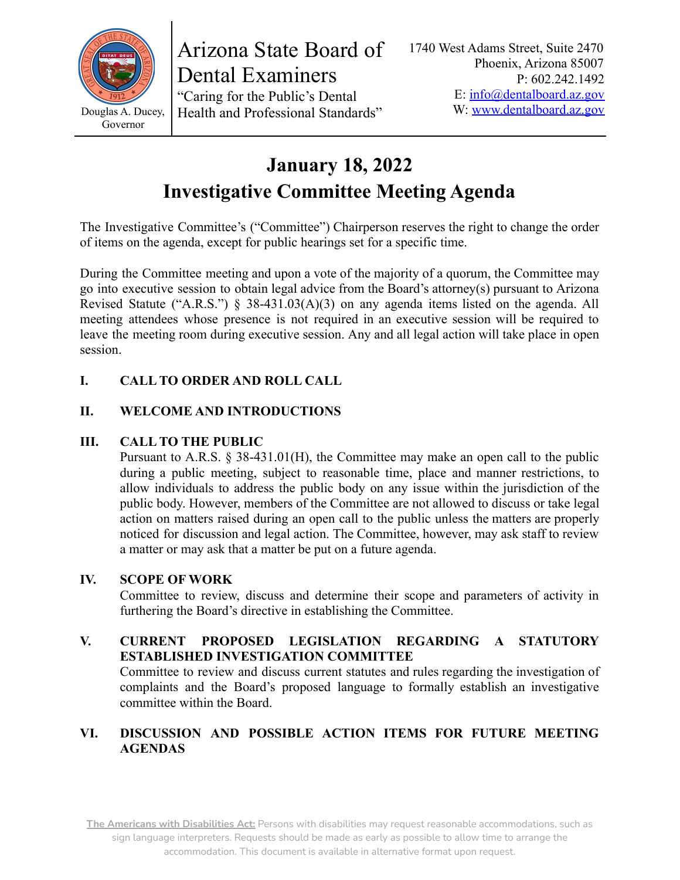Arizona State Board of Dental Examiners

"Caring for the Public's Dental Health and Professional Standards"

Douglas A. Ducey, Governor

1740 West Adams Street, Suite 2470
Phoenix, Arizona 85007
P: 602.242.1492
E: info@dentalboard.az.gov
W: www.dentalboard.az.gov

# January 18, 2022
# Investigative Committee Meeting Agenda

The Investigative Committee's ("Committee") Chairperson reserves the right to change the order of items on the agenda, except for public hearings set for a specific time.

During the Committee meeting and upon a vote of the majority of a quorum, the Committee may go into executive session to obtain legal advice from the Board's attorney(s) pursuant to Arizona Revised Statute ("A.R.S.") § 38-431.03(A)(3) on any agenda items listed on the agenda. All meeting attendees whose presence is not required in an executive session will be required to leave the meeting room during executive session. Any and all legal action will take place in open session.

## I. CALL TO ORDER AND ROLL CALL

## II. WELCOME AND INTRODUCTIONS

## III. CALL TO THE PUBLIC

Pursuant to A.R.S. § 38-431.01(H), the Committee may make an open call to the public during a public meeting, subject to reasonable time, place and manner restrictions, to allow individuals to address the public body on any issue within the jurisdiction of the public body. However, members of the Committee are not allowed to discuss or take legal action on matters raised during an open call to the public unless the matters are properly noticed for discussion and legal action. The Committee, however, may ask staff to review a matter or may ask that a matter be put on a future agenda.

## IV. SCOPE OF WORK

Committee to review, discuss and determine their scope and parameters of activity in furthering the Board's directive in establishing the Committee.

## V. CURRENT PROPOSED LEGISLATION REGARDING A STATUTORY ESTABLISHED INVESTIGATION COMMITTEE

Committee to review and discuss current statutes and rules regarding the investigation of complaints and the Board's proposed language to formally establish an investigative committee within the Board.

## VI. DISCUSSION AND POSSIBLE ACTION ITEMS FOR FUTURE MEETING AGENDAS

**The Americans with Disabilities Act:** Persons with disabilities may request reasonable accommodations, such as sign language interpreters. Requests should be made as early as possible to allow time to arrange the accommodation. This document is available in alternative format upon request.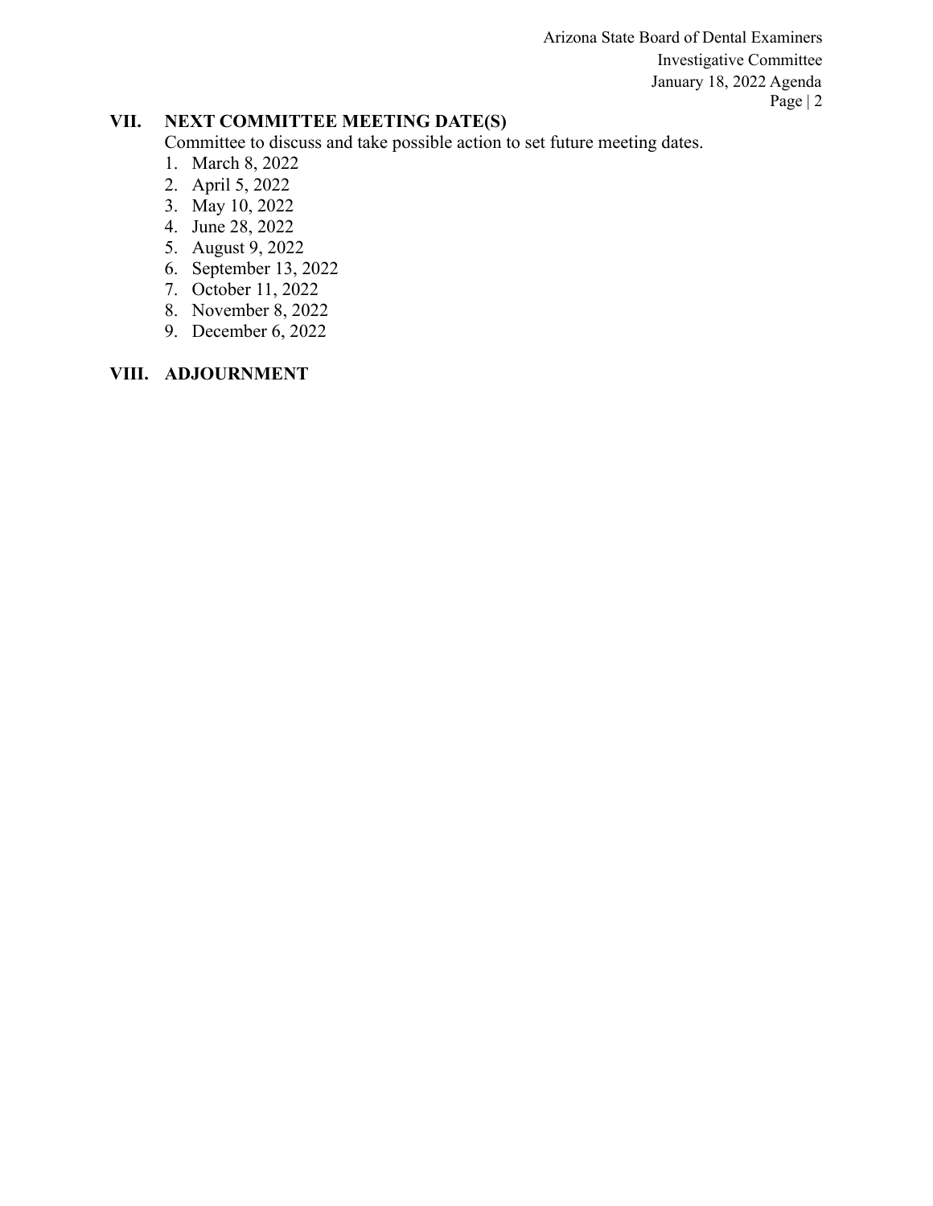## VII. NEXT COMMITTEE MEETING DATE(S)

Committee to discuss and take possible action to set future meeting dates.

1. March 8, 2022
2. April 5, 2022
3. May 10, 2022
4. June 28, 2022
5. August 9, 2022
6. September 13, 2022
7. October 11, 2022
8. November 8, 2022
9. December 6, 2022

## VIII. ADJOURNMENT